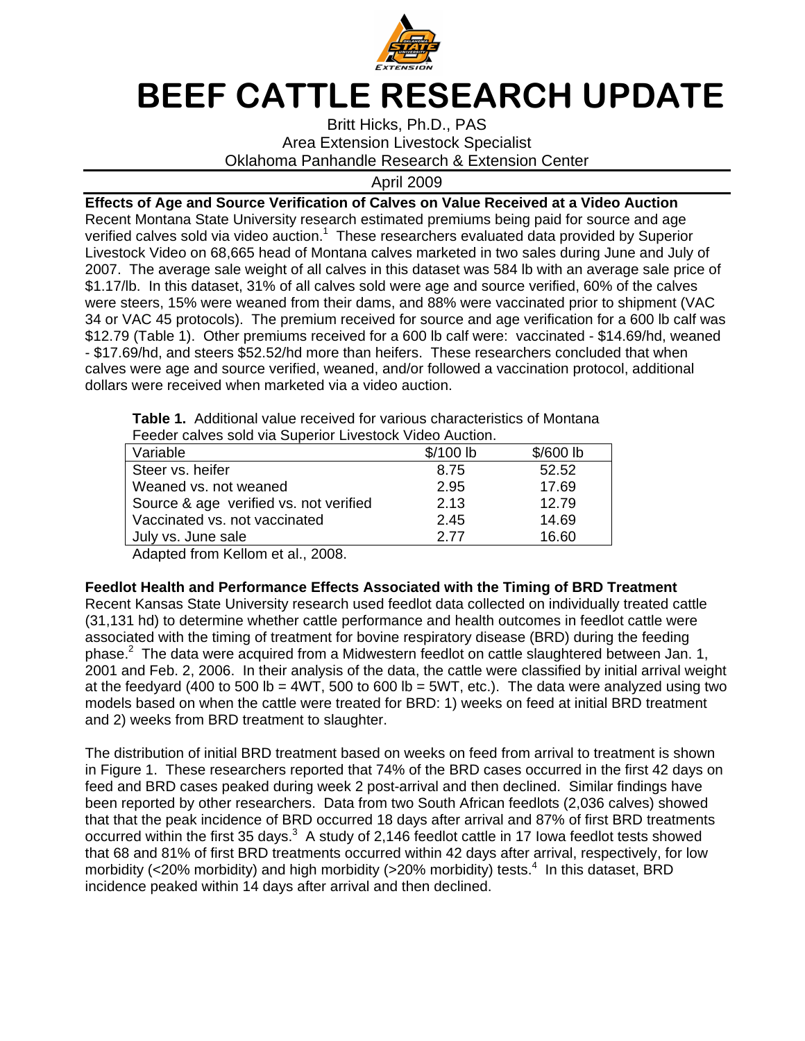# BEEF CATTLE RESEARCH UPDATE

Britt Hicks, Ph.D., PAS
Area Extension Livestock Specialist
Oklahoma Panhandle Research & Extension Center

April 2009

**Effects of Age and Source Verification of Calves on Value Received at a Video Auction**

Recent Montana State University research estimated premiums being paid for source and age verified calves sold via video auction.[1] These researchers evaluated data provided by Superior Livestock Video on 68,665 head of Montana calves marketed in two sales during June and July of 2007. The average sale weight of all calves in this dataset was 584 lb with an average sale price of $1.17/lb. In this dataset, 31% of all calves sold were age and source verified, 60% of the calves were steers, 15% were weaned from their dams, and 88% were vaccinated prior to shipment (VAC 34 or VAC 45 protocols). The premium received for source and age verification for a 600 lb calf was $12.79 (Table 1). Other premiums received for a 600 lb calf were: vaccinated - $14.69/hd, weaned - $17.69/hd, and steers $52.52/hd more than heifers. These researchers concluded that when calves were age and source verified, weaned, and/or followed a vaccination protocol, additional dollars were received when marketed via a video auction.

**Table 1.** Additional value received for various characteristics of Montana Feeder calves sold via Superior Livestock Video Auction.

| Variable | $/100 lb | $/600 lb |
|---|---|---|
| Steer vs. heifer | 8.75 | 52.52 |
| Weaned vs. not weaned | 2.95 | 17.69 |
| Source & age verified vs. not verified | 2.13 | 12.79 |
| Vaccinated vs. not vaccinated | 2.45 | 14.69 |
| July vs. June sale | 2.77 | 16.60 |

Adapted from Kellom et al., 2008.

**Feedlot Health and Performance Effects Associated with the Timing of BRD Treatment**

Recent Kansas State University research used feedlot data collected on individually treated cattle (31,131 hd) to determine whether cattle performance and health outcomes in feedlot cattle were associated with the timing of treatment for bovine respiratory disease (BRD) during the feeding phase.[2] The data were acquired from a Midwestern feedlot on cattle slaughtered between Jan. 1, 2001 and Feb. 2, 2006. In their analysis of the data, the cattle were classified by initial arrival weight at the feedyard (400 to 500 lb = 4WT, 500 to 600 lb = 5WT, etc.). The data were analyzed using two models based on when the cattle were treated for BRD: 1) weeks on feed at initial BRD treatment and 2) weeks from BRD treatment to slaughter.

The distribution of initial BRD treatment based on weeks on feed from arrival to treatment is shown in Figure 1. These researchers reported that 74% of the BRD cases occurred in the first 42 days on feed and BRD cases peaked during week 2 post-arrival and then declined. Similar findings have been reported by other researchers. Data from two South African feedlots (2,036 calves) showed that that the peak incidence of BRD occurred 18 days after arrival and 87% of first BRD treatments occurred within the first 35 days.[3] A study of 2,146 feedlot cattle in 17 Iowa feedlot tests showed that 68 and 81% of first BRD treatments occurred within 42 days after arrival, respectively, for low morbidity (<20% morbidity) and high morbidity (>20% morbidity) tests.[4] In this dataset, BRD incidence peaked within 14 days after arrival and then declined.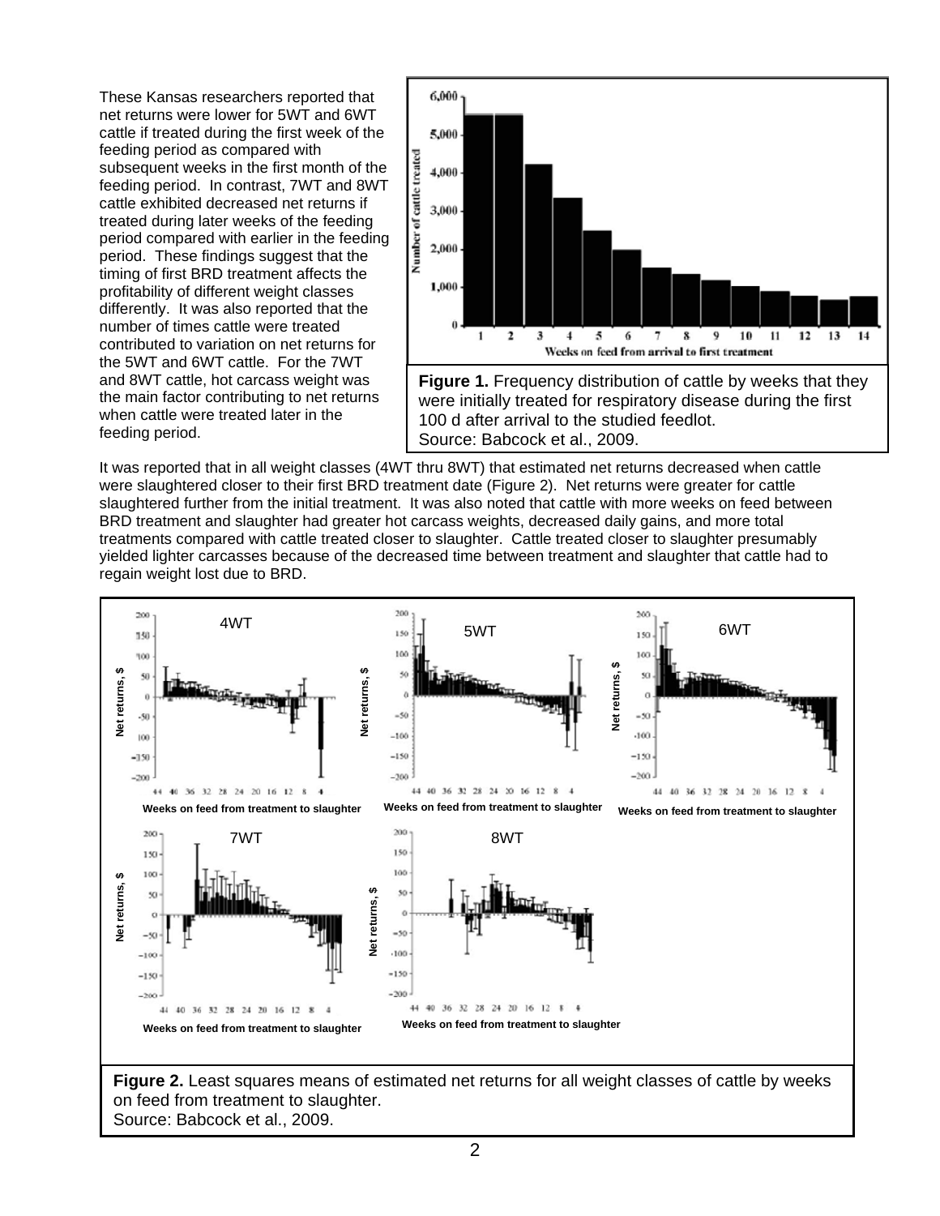These Kansas researchers reported that net returns were lower for 5WT and 6WT cattle if treated during the first week of the feeding period as compared with subsequent weeks in the first month of the feeding period. In contrast, 7WT and 8WT cattle exhibited decreased net returns if treated during later weeks of the feeding period compared with earlier in the feeding period. These findings suggest that the timing of first BRD treatment affects the profitability of different weight classes differently. It was also reported that the number of times cattle were treated contributed to variation on net returns for the 5WT and 6WT cattle. For the 7WT and 8WT cattle, hot carcass weight was the main factor contributing to net returns when cattle were treated later in the feeding period.

**Figure 1.** Frequency distribution of cattle by weeks that they were initially treated for respiratory disease during the first 100 d after arrival to the studied feedlot.
Source: Babcock et al., 2009.

It was reported that in all weight classes (4WT thru 8WT) that estimated net returns decreased when cattle were slaughtered closer to their first BRD treatment date (Figure 2). Net returns were greater for cattle slaughtered further from the initial treatment. It was also noted that cattle with more weeks on feed between BRD treatment and slaughter had greater hot carcass weights, decreased daily gains, and more total treatments compared with cattle treated closer to slaughter. Cattle treated closer to slaughter presumably yielded lighter carcasses because of the decreased time between treatment and slaughter that cattle had to regain weight lost due to BRD.

**Figure 2.** Least squares means of estimated net returns for all weight classes of cattle by weeks on feed from treatment to slaughter.
Source: Babcock et al., 2009.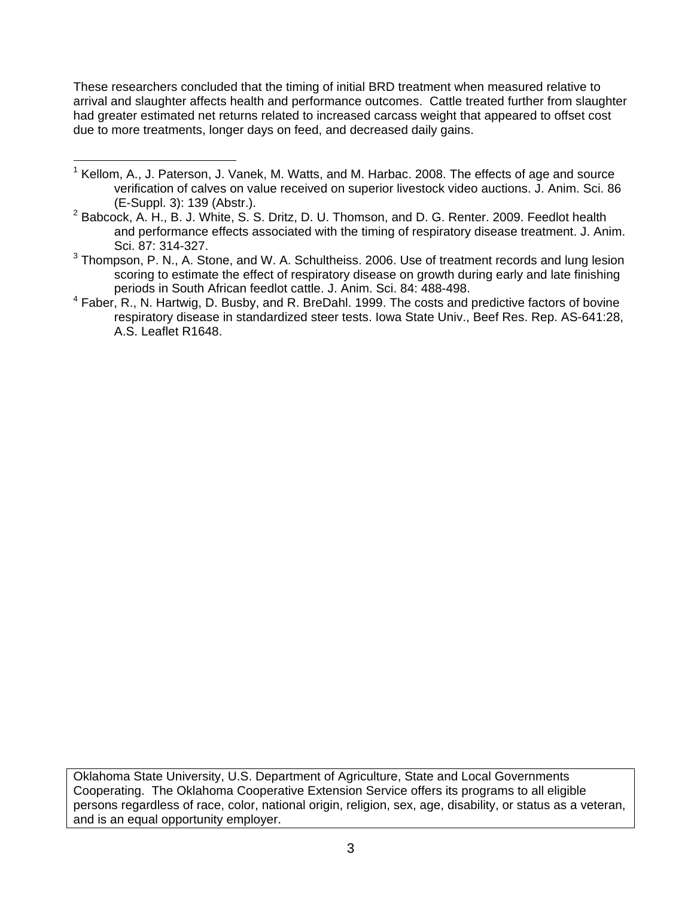These researchers concluded that the timing of initial BRD treatment when measured relative to arrival and slaughter affects health and performance outcomes. Cattle treated further from slaughter had greater estimated net returns related to increased carcass weight that appeared to offset cost due to more treatments, longer days on feed, and decreased daily gains.

---

[1] Kellom, A., J. Paterson, J. Vanek, M. Watts, and M. Harbac. 2008. The effects of age and source verification of calves on value received on superior livestock video auctions. J. Anim. Sci. 86 (E-Suppl. 3): 139 (Abstr.).

[2] Babcock, A. H., B. J. White, S. S. Dritz, D. U. Thomson, and D. G. Renter. 2009. Feedlot health and performance effects associated with the timing of respiratory disease treatment. J. Anim. Sci. 87: 314-327.

[3] Thompson, P. N., A. Stone, and W. A. Schultheiss. 2006. Use of treatment records and lung lesion scoring to estimate the effect of respiratory disease on growth during early and late finishing periods in South African feedlot cattle. J. Anim. Sci. 84: 488-498.

[4] Faber, R., N. Hartwig, D. Busby, and R. BreDahl. 1999. The costs and predictive factors of bovine respiratory disease in standardized steer tests. Iowa State Univ., Beef Res. Rep. AS-641:28, A.S. Leaflet R1648.

Oklahoma State University, U.S. Department of Agriculture, State and Local Governments Cooperating. The Oklahoma Cooperative Extension Service offers its programs to all eligible persons regardless of race, color, national origin, religion, sex, age, disability, or status as a veteran, and is an equal opportunity employer.